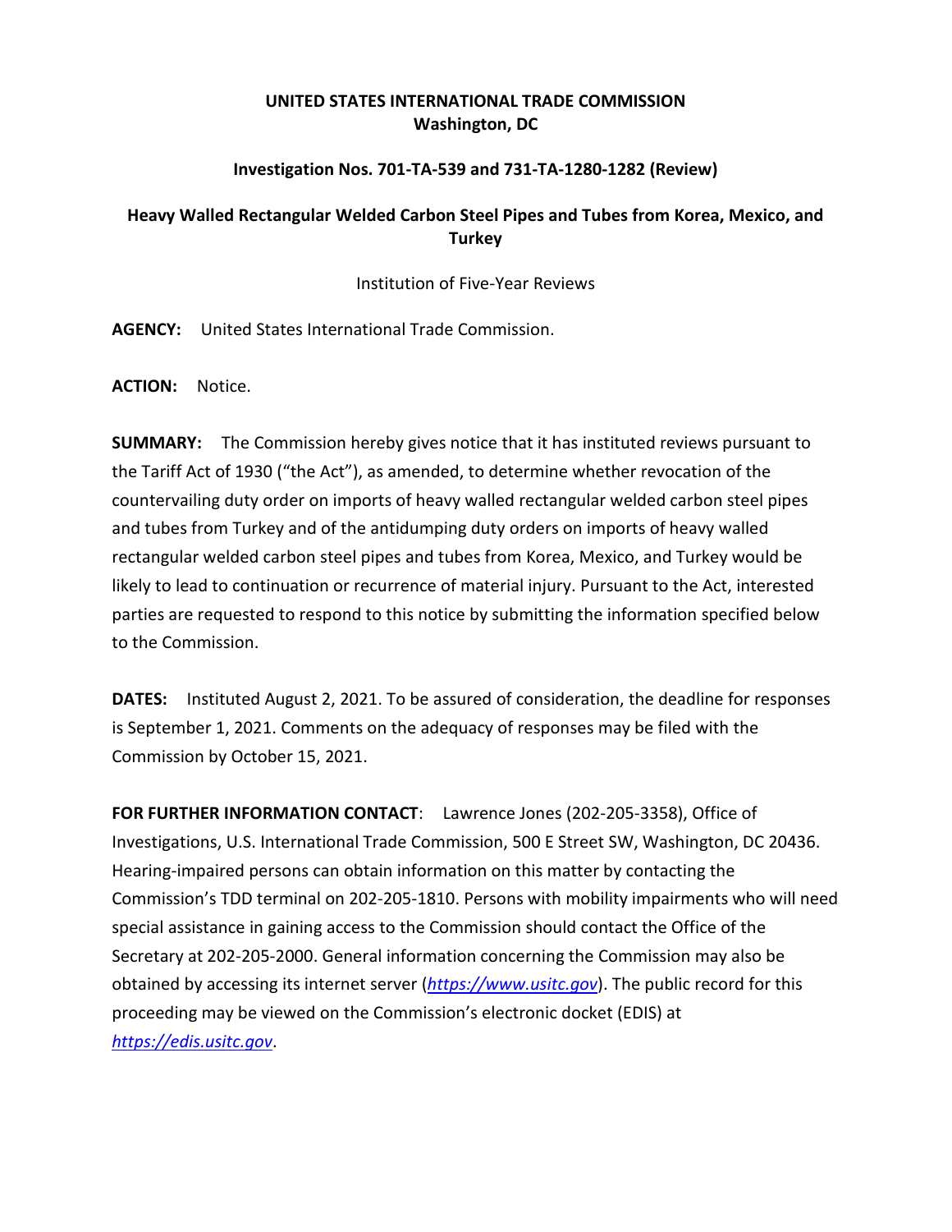**UNITED STATES INTERNATIONAL TRADE COMMISSION**
**Washington, DC**

**Investigation Nos. 701-TA-539 and 731-TA-1280-1282 (Review)**

**Heavy Walled Rectangular Welded Carbon Steel Pipes and Tubes from Korea, Mexico, and Turkey**

Institution of Five-Year Reviews

**AGENCY:** United States International Trade Commission.

**ACTION:** Notice.

**SUMMARY:** The Commission hereby gives notice that it has instituted reviews pursuant to the Tariff Act of 1930 ("the Act"), as amended, to determine whether revocation of the countervailing duty order on imports of heavy walled rectangular welded carbon steel pipes and tubes from Turkey and of the antidumping duty orders on imports of heavy walled rectangular welded carbon steel pipes and tubes from Korea, Mexico, and Turkey would be likely to lead to continuation or recurrence of material injury. Pursuant to the Act, interested parties are requested to respond to this notice by submitting the information specified below to the Commission.

**DATES:** Instituted August 2, 2021. To be assured of consideration, the deadline for responses is September 1, 2021. Comments on the adequacy of responses may be filed with the Commission by October 15, 2021.

**FOR FURTHER INFORMATION CONTACT**: Lawrence Jones (202-205-3358), Office of Investigations, U.S. International Trade Commission, 500 E Street SW, Washington, DC 20436. Hearing-impaired persons can obtain information on this matter by contacting the Commission's TDD terminal on 202-205-1810. Persons with mobility impairments who will need special assistance in gaining access to the Commission should contact the Office of the Secretary at 202-205-2000. General information concerning the Commission may also be obtained by accessing its internet server (*https://www.usitc.gov*). The public record for this proceeding may be viewed on the Commission's electronic docket (EDIS) at *https://edis.usitc.gov*.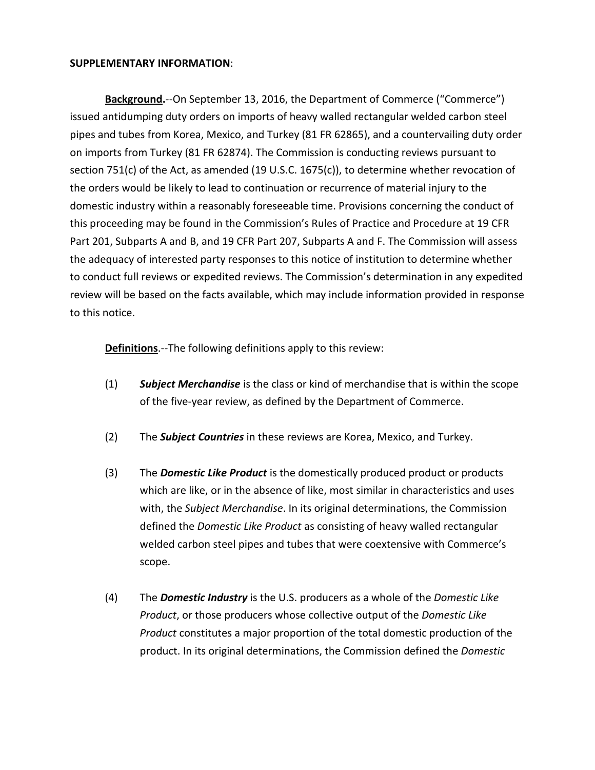**SUPPLEMENTARY INFORMATION**:

**Background.**--On September 13, 2016, the Department of Commerce ("Commerce") issued antidumping duty orders on imports of heavy walled rectangular welded carbon steel pipes and tubes from Korea, Mexico, and Turkey (81 FR 62865), and a countervailing duty order on imports from Turkey (81 FR 62874). The Commission is conducting reviews pursuant to section 751(c) of the Act, as amended (19 U.S.C. 1675(c)), to determine whether revocation of the orders would be likely to lead to continuation or recurrence of material injury to the domestic industry within a reasonably foreseeable time. Provisions concerning the conduct of this proceeding may be found in the Commission's Rules of Practice and Procedure at 19 CFR Part 201, Subparts A and B, and 19 CFR Part 207, Subparts A and F. The Commission will assess the adequacy of interested party responses to this notice of institution to determine whether to conduct full reviews or expedited reviews. The Commission's determination in any expedited review will be based on the facts available, which may include information provided in response to this notice.

**Definitions**.--The following definitions apply to this review:

(1) ***Subject Merchandise*** is the class or kind of merchandise that is within the scope of the five-year review, as defined by the Department of Commerce.

(2) The ***Subject Countries*** in these reviews are Korea, Mexico, and Turkey.

(3) The ***Domestic Like Product*** is the domestically produced product or products which are like, or in the absence of like, most similar in characteristics and uses with, the *Subject Merchandise*. In its original determinations, the Commission defined the *Domestic Like Product* as consisting of heavy walled rectangular welded carbon steel pipes and tubes that were coextensive with Commerce's scope.

(4) The ***Domestic Industry*** is the U.S. producers as a whole of the *Domestic Like Product*, or those producers whose collective output of the *Domestic Like Product* constitutes a major proportion of the total domestic production of the product. In its original determinations, the Commission defined the *Domestic*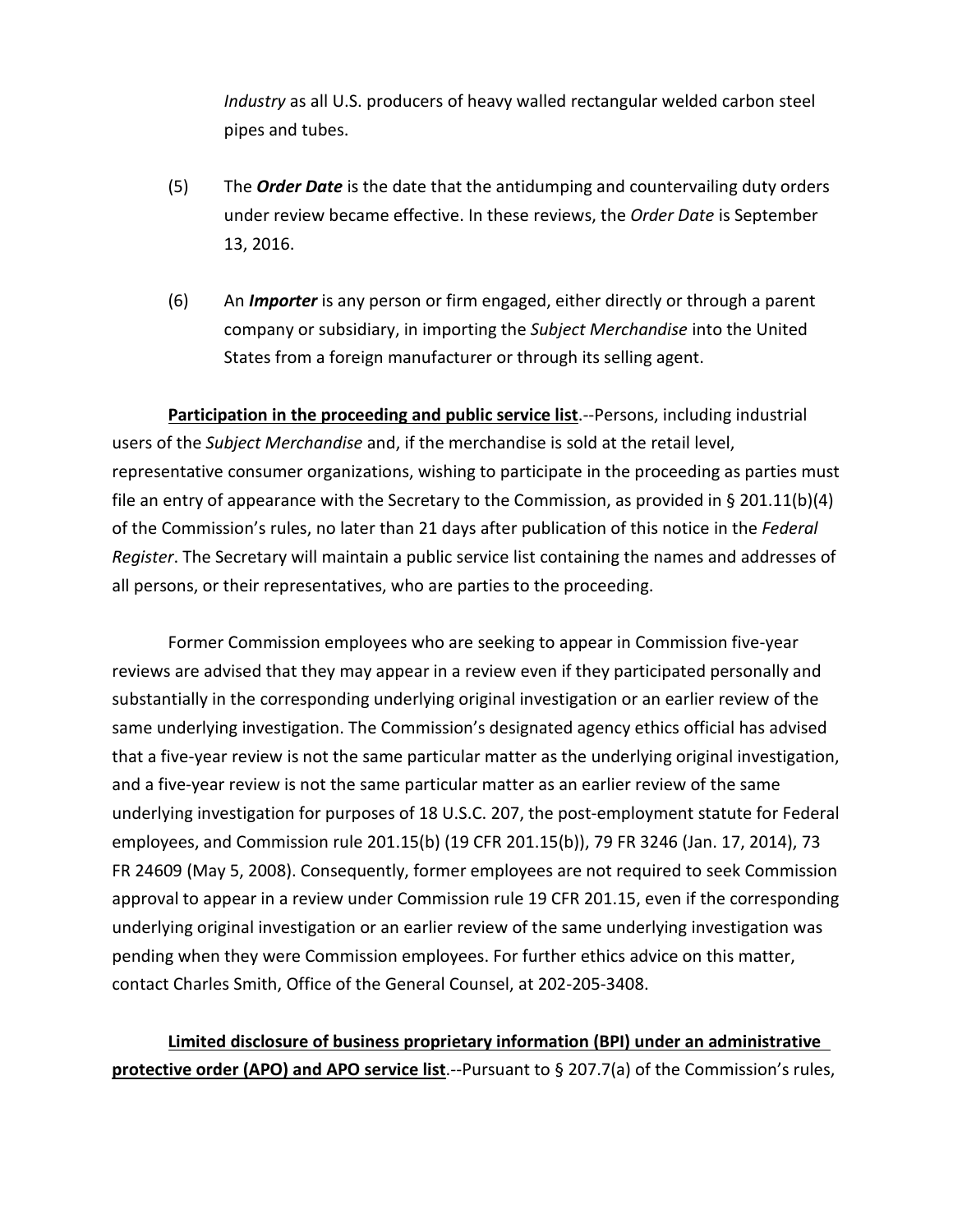*Industry* as all U.S. producers of heavy walled rectangular welded carbon steel pipes and tubes.

(5) The ***Order Date*** is the date that the antidumping and countervailing duty orders under review became effective. In these reviews, the *Order Date* is September 13, 2016.

(6) An ***Importer*** is any person or firm engaged, either directly or through a parent company or subsidiary, in importing the *Subject Merchandise* into the United States from a foreign manufacturer or through its selling agent.

**Participation in the proceeding and public service list**.--Persons, including industrial users of the *Subject Merchandise* and, if the merchandise is sold at the retail level, representative consumer organizations, wishing to participate in the proceeding as parties must file an entry of appearance with the Secretary to the Commission, as provided in § 201.11(b)(4) of the Commission's rules, no later than 21 days after publication of this notice in the *Federal Register*. The Secretary will maintain a public service list containing the names and addresses of all persons, or their representatives, who are parties to the proceeding.

Former Commission employees who are seeking to appear in Commission five-year reviews are advised that they may appear in a review even if they participated personally and substantially in the corresponding underlying original investigation or an earlier review of the same underlying investigation. The Commission's designated agency ethics official has advised that a five-year review is not the same particular matter as the underlying original investigation, and a five-year review is not the same particular matter as an earlier review of the same underlying investigation for purposes of 18 U.S.C. 207, the post-employment statute for Federal employees, and Commission rule 201.15(b) (19 CFR 201.15(b)), 79 FR 3246 (Jan. 17, 2014), 73 FR 24609 (May 5, 2008). Consequently, former employees are not required to seek Commission approval to appear in a review under Commission rule 19 CFR 201.15, even if the corresponding underlying original investigation or an earlier review of the same underlying investigation was pending when they were Commission employees. For further ethics advice on this matter, contact Charles Smith, Office of the General Counsel, at 202-205-3408.

**Limited disclosure of business proprietary information (BPI) under an administrative protective order (APO) and APO service list**.--Pursuant to § 207.7(a) of the Commission's rules,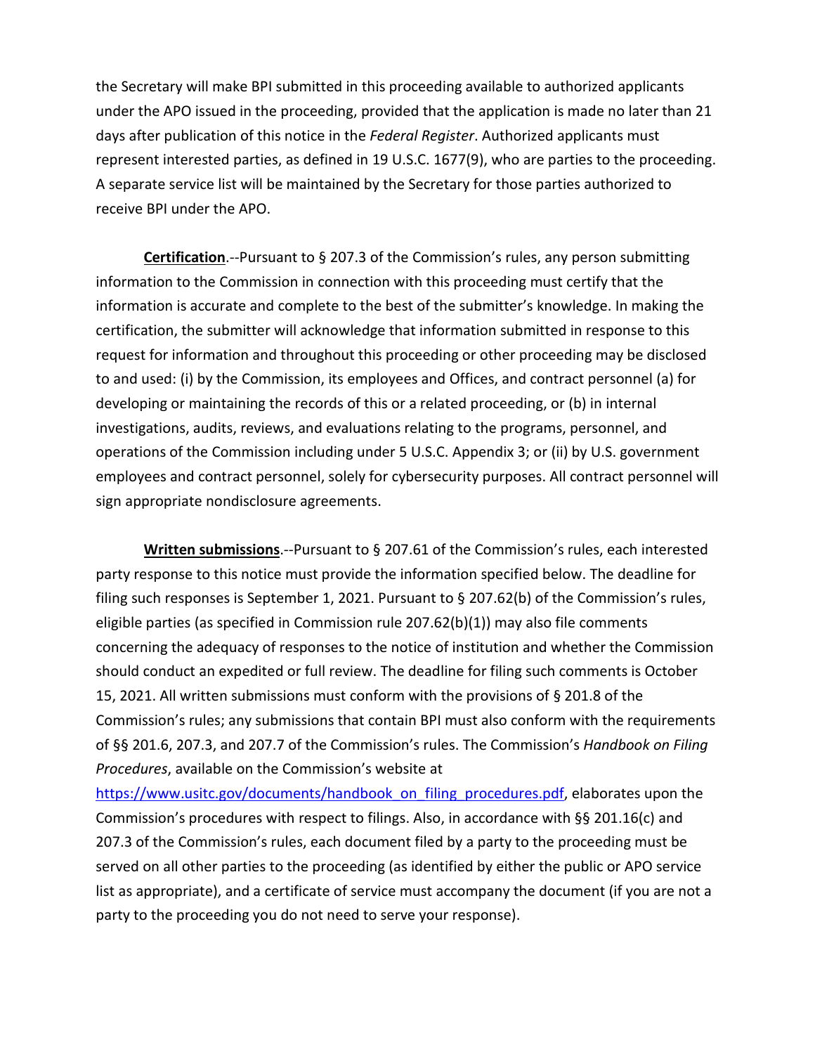the Secretary will make BPI submitted in this proceeding available to authorized applicants under the APO issued in the proceeding, provided that the application is made no later than 21 days after publication of this notice in the *Federal Register*. Authorized applicants must represent interested parties, as defined in 19 U.S.C. 1677(9), who are parties to the proceeding. A separate service list will be maintained by the Secretary for those parties authorized to receive BPI under the APO.

**Certification**.--Pursuant to § 207.3 of the Commission's rules, any person submitting information to the Commission in connection with this proceeding must certify that the information is accurate and complete to the best of the submitter's knowledge. In making the certification, the submitter will acknowledge that information submitted in response to this request for information and throughout this proceeding or other proceeding may be disclosed to and used: (i) by the Commission, its employees and Offices, and contract personnel (a) for developing or maintaining the records of this or a related proceeding, or (b) in internal investigations, audits, reviews, and evaluations relating to the programs, personnel, and operations of the Commission including under 5 U.S.C. Appendix 3; or (ii) by U.S. government employees and contract personnel, solely for cybersecurity purposes. All contract personnel will sign appropriate nondisclosure agreements.

**Written submissions**.--Pursuant to § 207.61 of the Commission's rules, each interested party response to this notice must provide the information specified below. The deadline for filing such responses is September 1, 2021. Pursuant to § 207.62(b) of the Commission's rules, eligible parties (as specified in Commission rule 207.62(b)(1)) may also file comments concerning the adequacy of responses to the notice of institution and whether the Commission should conduct an expedited or full review. The deadline for filing such comments is October 15, 2021. All written submissions must conform with the provisions of § 201.8 of the Commission's rules; any submissions that contain BPI must also conform with the requirements of §§ 201.6, 207.3, and 207.7 of the Commission's rules. The Commission's *Handbook on Filing Procedures*, available on the Commission's website at https://www.usitc.gov/documents/handbook_on_filing_procedures.pdf, elaborates upon the Commission's procedures with respect to filings. Also, in accordance with §§ 201.16(c) and 207.3 of the Commission's rules, each document filed by a party to the proceeding must be served on all other parties to the proceeding (as identified by either the public or APO service list as appropriate), and a certificate of service must accompany the document (if you are not a party to the proceeding you do not need to serve your response).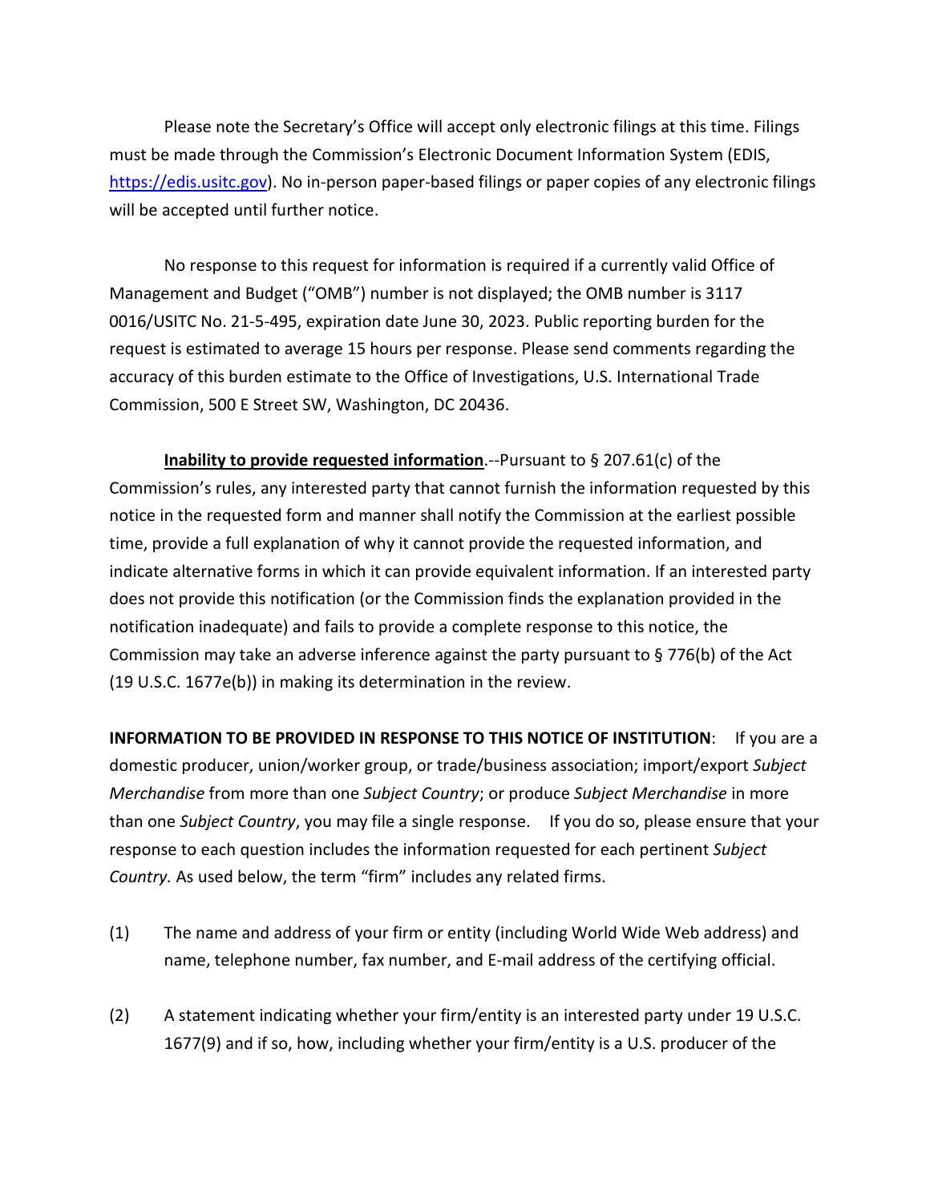Please note the Secretary's Office will accept only electronic filings at this time. Filings must be made through the Commission's Electronic Document Information System (EDIS, https://edis.usitc.gov). No in-person paper-based filings or paper copies of any electronic filings will be accepted until further notice.

No response to this request for information is required if a currently valid Office of Management and Budget ("OMB") number is not displayed; the OMB number is 3117 0016/USITC No. 21-5-495, expiration date June 30, 2023. Public reporting burden for the request is estimated to average 15 hours per response. Please send comments regarding the accuracy of this burden estimate to the Office of Investigations, U.S. International Trade Commission, 500 E Street SW, Washington, DC 20436.

**Inability to provide requested information**.--Pursuant to § 207.61(c) of the Commission's rules, any interested party that cannot furnish the information requested by this notice in the requested form and manner shall notify the Commission at the earliest possible time, provide a full explanation of why it cannot provide the requested information, and indicate alternative forms in which it can provide equivalent information. If an interested party does not provide this notification (or the Commission finds the explanation provided in the notification inadequate) and fails to provide a complete response to this notice, the Commission may take an adverse inference against the party pursuant to § 776(b) of the Act (19 U.S.C. 1677e(b)) in making its determination in the review.

**INFORMATION TO BE PROVIDED IN RESPONSE TO THIS NOTICE OF INSTITUTION**: If you are a domestic producer, union/worker group, or trade/business association; import/export *Subject Merchandise* from more than one *Subject Country*; or produce *Subject Merchandise* in more than one *Subject Country*, you may file a single response. If you do so, please ensure that your response to each question includes the information requested for each pertinent *Subject Country.* As used below, the term "firm" includes any related firms.

(1) The name and address of your firm or entity (including World Wide Web address) and name, telephone number, fax number, and E-mail address of the certifying official.

(2) A statement indicating whether your firm/entity is an interested party under 19 U.S.C. 1677(9) and if so, how, including whether your firm/entity is a U.S. producer of the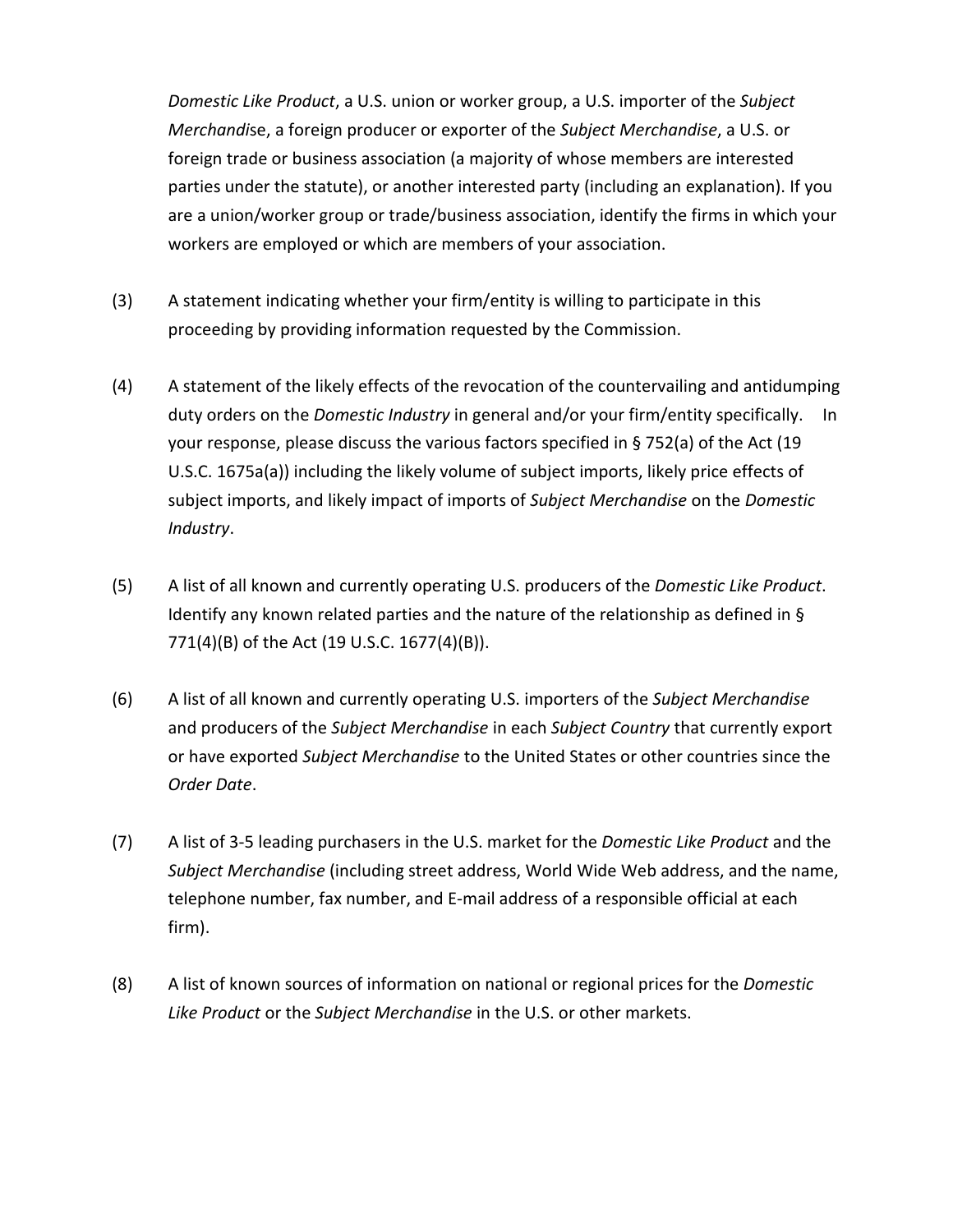*Domestic Like Product*, a U.S. union or worker group, a U.S. importer of the *Subject Merchandise*, a foreign producer or exporter of the *Subject Merchandise*, a U.S. or foreign trade or business association (a majority of whose members are interested parties under the statute), or another interested party (including an explanation). If you are a union/worker group or trade/business association, identify the firms in which your workers are employed or which are members of your association.

(3) A statement indicating whether your firm/entity is willing to participate in this proceeding by providing information requested by the Commission.

(4) A statement of the likely effects of the revocation of the countervailing and antidumping duty orders on the *Domestic Industry* in general and/or your firm/entity specifically. In your response, please discuss the various factors specified in § 752(a) of the Act (19 U.S.C. 1675a(a)) including the likely volume of subject imports, likely price effects of subject imports, and likely impact of imports of *Subject Merchandise* on the *Domestic Industry*.

(5) A list of all known and currently operating U.S. producers of the *Domestic Like Product*. Identify any known related parties and the nature of the relationship as defined in § 771(4)(B) of the Act (19 U.S.C. 1677(4)(B)).

(6) A list of all known and currently operating U.S. importers of the *Subject Merchandise* and producers of the *Subject Merchandise* in each *Subject Country* that currently export or have exported *Subject Merchandise* to the United States or other countries since the *Order Date*.

(7) A list of 3-5 leading purchasers in the U.S. market for the *Domestic Like Product* and the *Subject Merchandise* (including street address, World Wide Web address, and the name, telephone number, fax number, and E-mail address of a responsible official at each firm).

(8) A list of known sources of information on national or regional prices for the *Domestic Like Product* or the *Subject Merchandise* in the U.S. or other markets.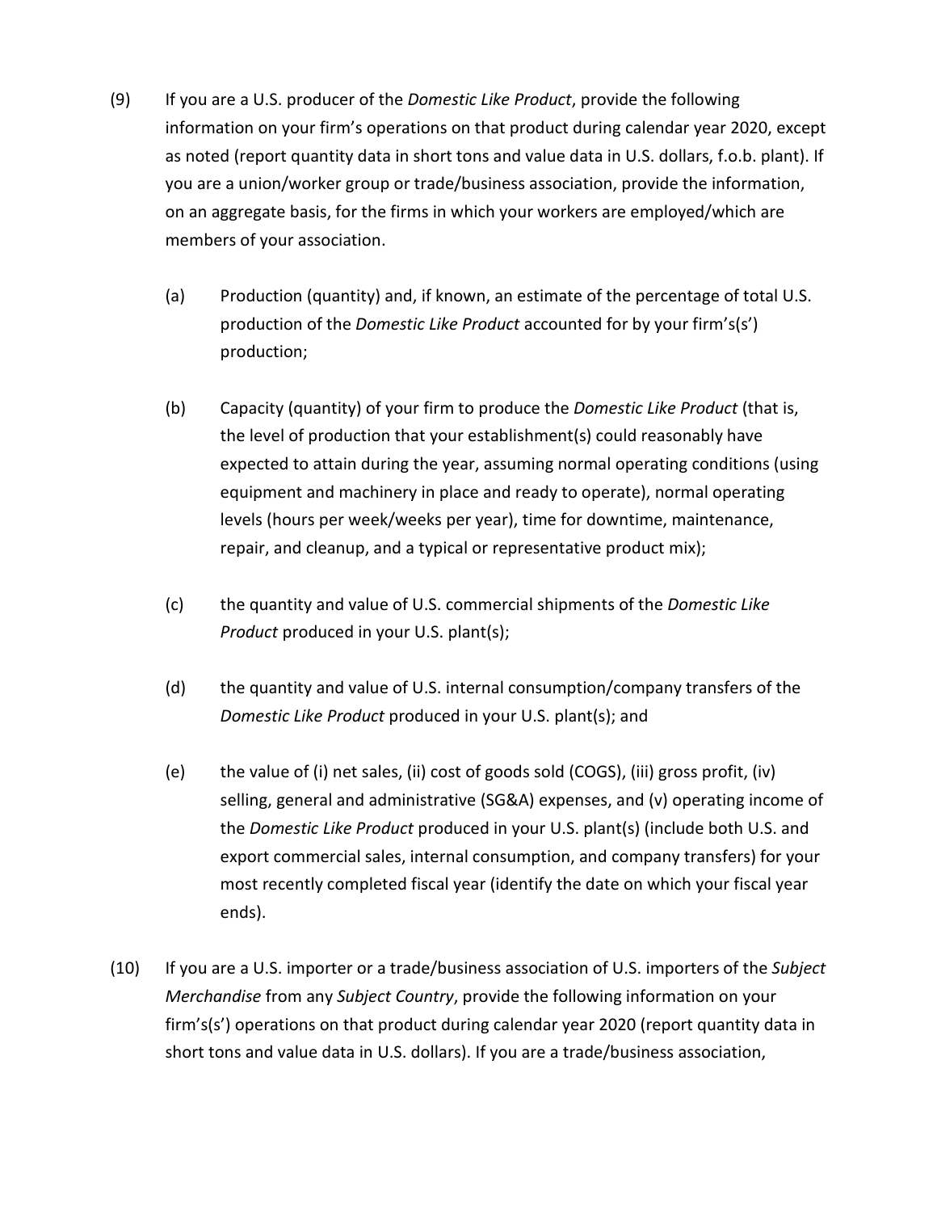(9) If you are a U.S. producer of the *Domestic Like Product*, provide the following information on your firm's operations on that product during calendar year 2020, except as noted (report quantity data in short tons and value data in U.S. dollars, f.o.b. plant). If you are a union/worker group or trade/business association, provide the information, on an aggregate basis, for the firms in which your workers are employed/which are members of your association.

   (a) Production (quantity) and, if known, an estimate of the percentage of total U.S. production of the *Domestic Like Product* accounted for by your firm's(s') production;

   (b) Capacity (quantity) of your firm to produce the *Domestic Like Product* (that is, the level of production that your establishment(s) could reasonably have expected to attain during the year, assuming normal operating conditions (using equipment and machinery in place and ready to operate), normal operating levels (hours per week/weeks per year), time for downtime, maintenance, repair, and cleanup, and a typical or representative product mix);

   (c) the quantity and value of U.S. commercial shipments of the *Domestic Like Product* produced in your U.S. plant(s);

   (d) the quantity and value of U.S. internal consumption/company transfers of the *Domestic Like Product* produced in your U.S. plant(s); and

   (e) the value of (i) net sales, (ii) cost of goods sold (COGS), (iii) gross profit, (iv) selling, general and administrative (SG&A) expenses, and (v) operating income of the *Domestic Like Product* produced in your U.S. plant(s) (include both U.S. and export commercial sales, internal consumption, and company transfers) for your most recently completed fiscal year (identify the date on which your fiscal year ends).

(10) If you are a U.S. importer or a trade/business association of U.S. importers of the *Subject Merchandise* from any *Subject Country*, provide the following information on your firm's(s') operations on that product during calendar year 2020 (report quantity data in short tons and value data in U.S. dollars). If you are a trade/business association,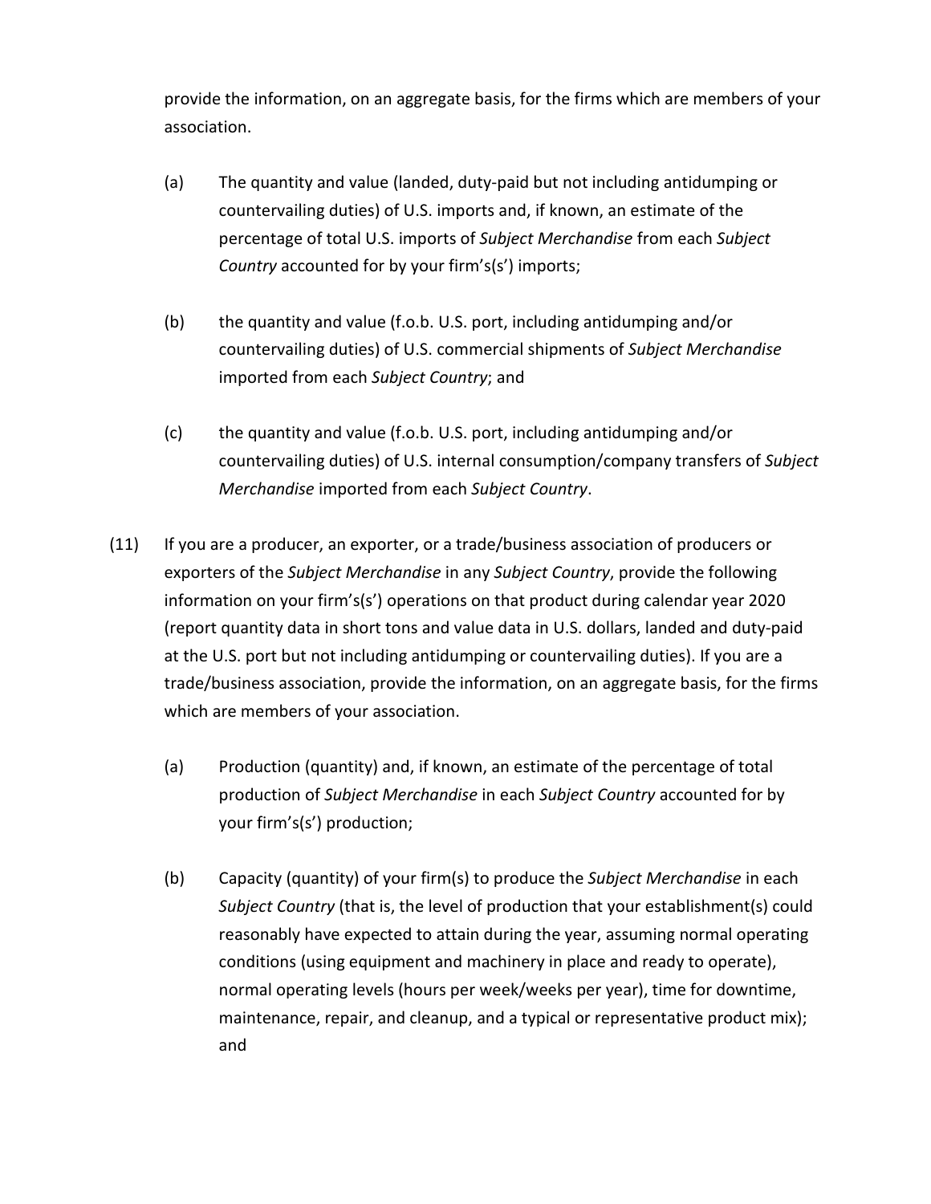provide the information, on an aggregate basis, for the firms which are members of your association.

(a) The quantity and value (landed, duty-paid but not including antidumping or countervailing duties) of U.S. imports and, if known, an estimate of the percentage of total U.S. imports of *Subject Merchandise* from each *Subject Country* accounted for by your firm's(s') imports;

(b) the quantity and value (f.o.b. U.S. port, including antidumping and/or countervailing duties) of U.S. commercial shipments of *Subject Merchandise* imported from each *Subject Country*; and

(c) the quantity and value (f.o.b. U.S. port, including antidumping and/or countervailing duties) of U.S. internal consumption/company transfers of *Subject Merchandise* imported from each *Subject Country*.

(11) If you are a producer, an exporter, or a trade/business association of producers or exporters of the *Subject Merchandise* in any *Subject Country*, provide the following information on your firm's(s') operations on that product during calendar year 2020 (report quantity data in short tons and value data in U.S. dollars, landed and duty-paid at the U.S. port but not including antidumping or countervailing duties). If you are a trade/business association, provide the information, on an aggregate basis, for the firms which are members of your association.

(a) Production (quantity) and, if known, an estimate of the percentage of total production of *Subject Merchandise* in each *Subject Country* accounted for by your firm's(s') production;

(b) Capacity (quantity) of your firm(s) to produce the *Subject Merchandise* in each *Subject Country* (that is, the level of production that your establishment(s) could reasonably have expected to attain during the year, assuming normal operating conditions (using equipment and machinery in place and ready to operate), normal operating levels (hours per week/weeks per year), time for downtime, maintenance, repair, and cleanup, and a typical or representative product mix); and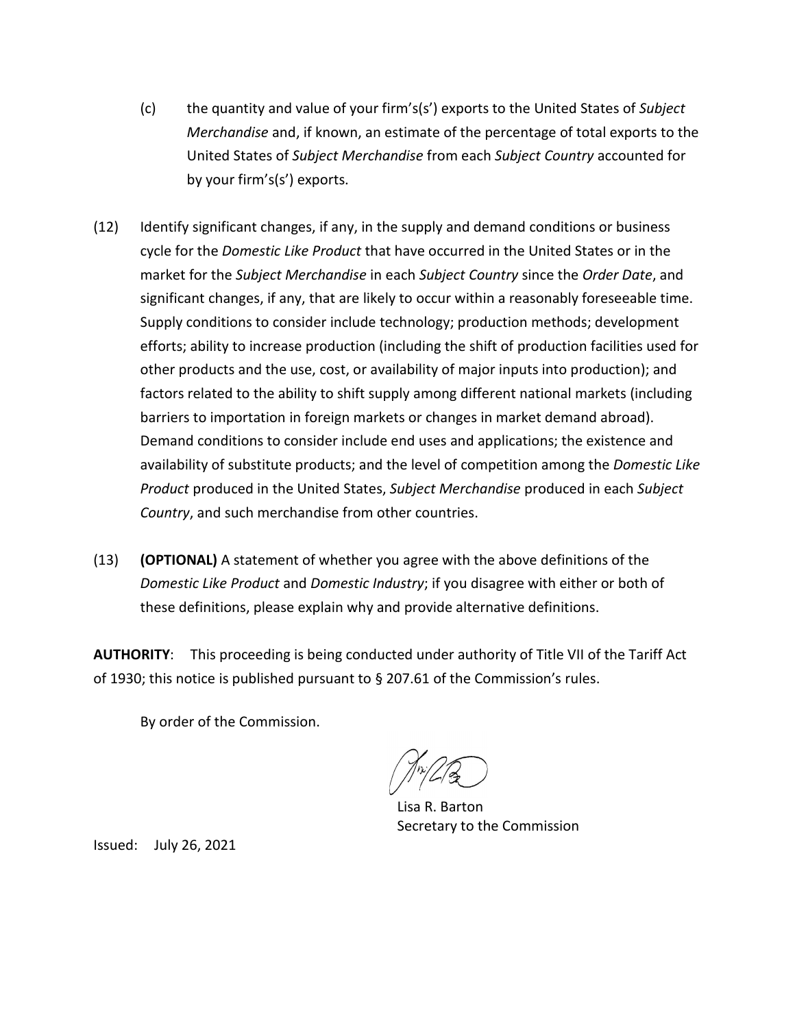(c) the quantity and value of your firm's(s') exports to the United States of *Subject Merchandise* and, if known, an estimate of the percentage of total exports to the United States of *Subject Merchandise* from each *Subject Country* accounted for by your firm's(s') exports.

(12) Identify significant changes, if any, in the supply and demand conditions or business cycle for the *Domestic Like Product* that have occurred in the United States or in the market for the *Subject Merchandise* in each *Subject Country* since the *Order Date*, and significant changes, if any, that are likely to occur within a reasonably foreseeable time. Supply conditions to consider include technology; production methods; development efforts; ability to increase production (including the shift of production facilities used for other products and the use, cost, or availability of major inputs into production); and factors related to the ability to shift supply among different national markets (including barriers to importation in foreign markets or changes in market demand abroad). Demand conditions to consider include end uses and applications; the existence and availability of substitute products; and the level of competition among the *Domestic Like Product* produced in the United States, *Subject Merchandise* produced in each *Subject Country*, and such merchandise from other countries.

(13) **(OPTIONAL)** A statement of whether you agree with the above definitions of the *Domestic Like Product* and *Domestic Industry*; if you disagree with either or both of these definitions, please explain why and provide alternative definitions.

**AUTHORITY**: This proceeding is being conducted under authority of Title VII of the Tariff Act of 1930; this notice is published pursuant to § 207.61 of the Commission's rules.

By order of the Commission.

Lisa R. Barton
Secretary to the Commission

Issued: July 26, 2021